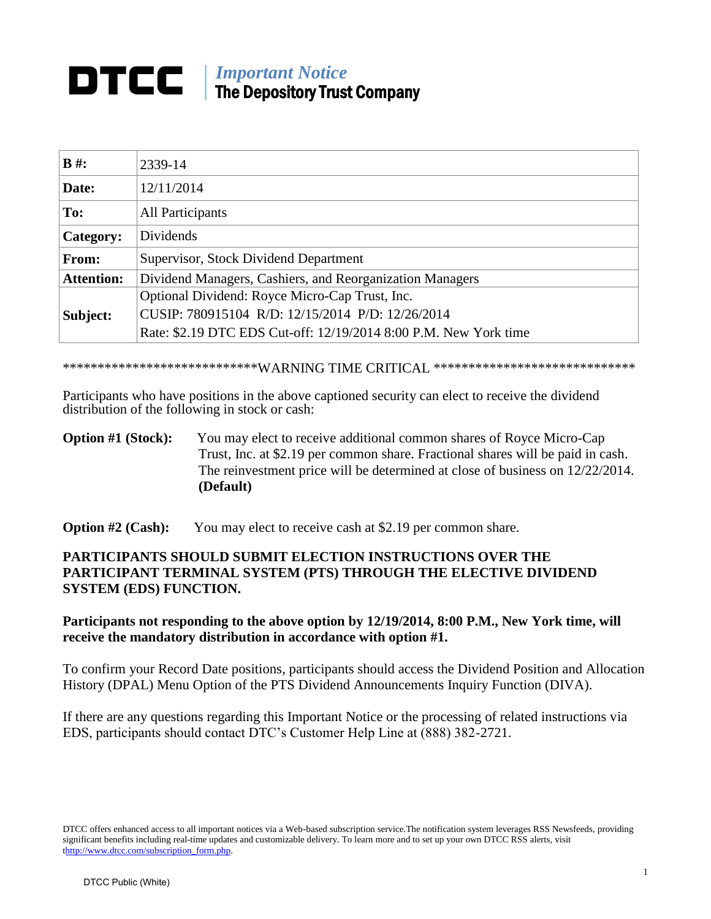# DTCC | *Important Notice* The Depository Trust Company

| | |
|---|---|
| **B #:** | 2339-14 |
| **Date:** | 12/11/2014 |
| **To:** | All Participants |
| **Category:** | Dividends |
| **From:** | Supervisor, Stock Dividend Department |
| **Attention:** | Dividend Managers, Cashiers, and Reorganization Managers |
| **Subject:** | Optional Dividend: Royce Micro-Cap Trust, Inc. CUSIP: 780915104 R/D: 12/15/2014 P/D: 12/26/2014 Rate: $2.19 DTC EDS Cut-off: 12/19/2014 8:00 P.M. New York time |

****************************WARNING TIME CRITICAL ******************************

Participants who have positions in the above captioned security can elect to receive the dividend distribution of the following in stock or cash:

**Option #1 (Stock):** You may elect to receive additional common shares of Royce Micro-Cap Trust, Inc. at $2.19 per common share. Fractional shares will be paid in cash. The reinvestment price will be determined at close of business on 12/22/2014. **(Default)**

**Option #2 (Cash):** You may elect to receive cash at $2.19 per common share.

**PARTICIPANTS SHOULD SUBMIT ELECTION INSTRUCTIONS OVER THE PARTICIPANT TERMINAL SYSTEM (PTS) THROUGH THE ELECTIVE DIVIDEND SYSTEM (EDS) FUNCTION.**

**Participants not responding to the above option by 12/19/2014, 8:00 P.M., New York time, will receive the mandatory distribution in accordance with option #1.**

To confirm your Record Date positions, participants should access the Dividend Position and Allocation History (DPAL) Menu Option of the PTS Dividend Announcements Inquiry Function (DIVA).

If there are any questions regarding this Important Notice or the processing of related instructions via EDS, participants should contact DTC's Customer Help Line at (888) 382-2721.

DTCC offers enhanced access to all important notices via a Web-based subscription service.The notification system leverages RSS Newsfeeds, providing significant benefits including real-time updates and customizable delivery. To learn more and to set up your own DTCC RSS alerts, visit thttp://www.dtcc.com/subscription_form.php.

DTCC Public (White)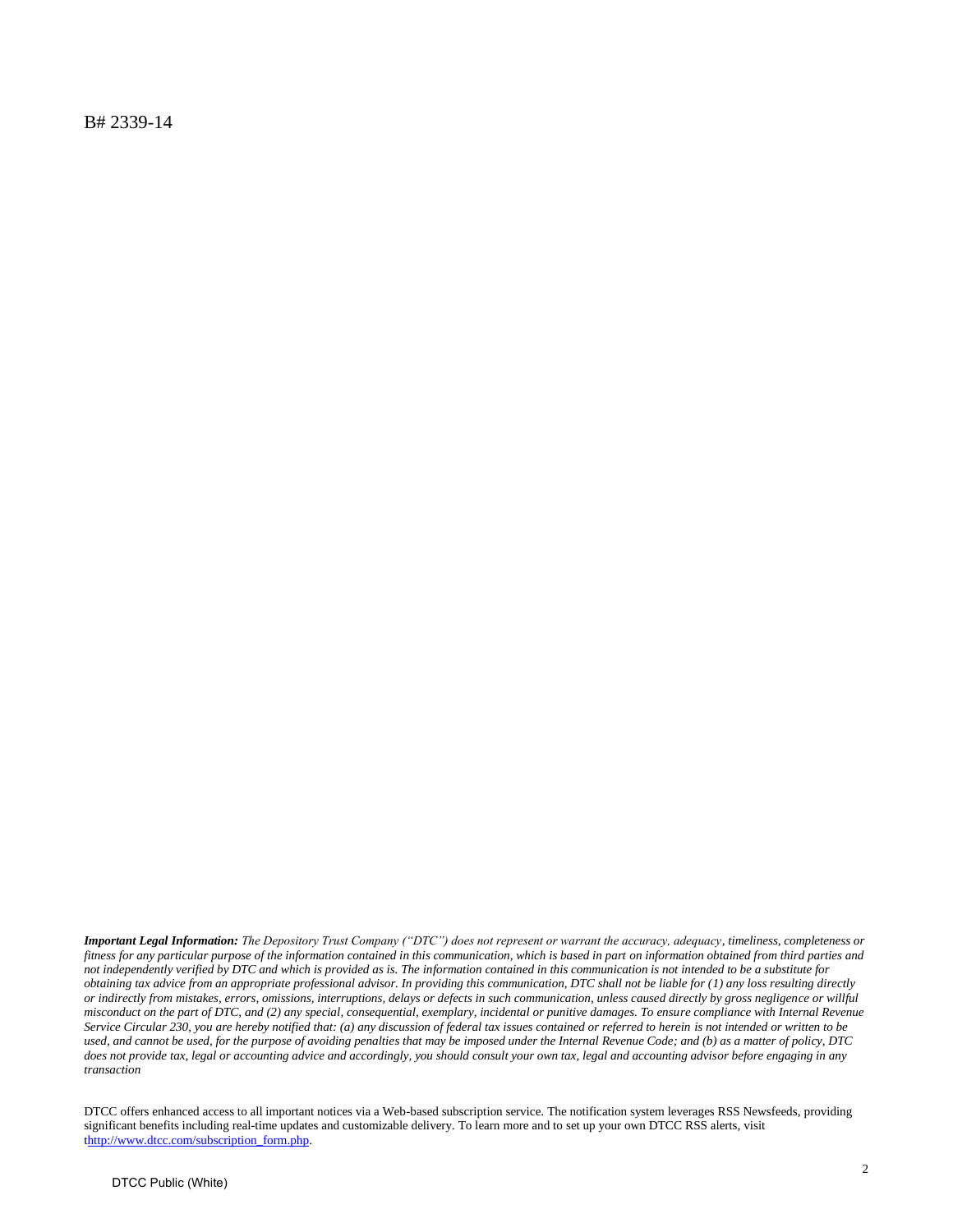B# 2339-14

***Important Legal Information:*** *The Depository Trust Company ("DTC") does not represent or warrant the accuracy, adequacy, timeliness, completeness or fitness for any particular purpose of the information contained in this communication, which is based in part on information obtained from third parties and not independently verified by DTC and which is provided as is. The information contained in this communication is not intended to be a substitute for obtaining tax advice from an appropriate professional advisor. In providing this communication, DTC shall not be liable for (1) any loss resulting directly or indirectly from mistakes, errors, omissions, interruptions, delays or defects in such communication, unless caused directly by gross negligence or willful misconduct on the part of DTC, and (2) any special, consequential, exemplary, incidental or punitive damages. To ensure compliance with Internal Revenue Service Circular 230, you are hereby notified that: (a) any discussion of federal tax issues contained or referred to herein is not intended or written to be used, and cannot be used, for the purpose of avoiding penalties that may be imposed under the Internal Revenue Code; and (b) as a matter of policy, DTC does not provide tax, legal or accounting advice and accordingly, you should consult your own tax, legal and accounting advisor before engaging in any transaction*

DTCC offers enhanced access to all important notices via a Web-based subscription service. The notification system leverages RSS Newsfeeds, providing significant benefits including real-time updates and customizable delivery. To learn more and to set up your own DTCC RSS alerts, visit thttp://www.dtcc.com/subscription_form.php.

DTCC Public (White)